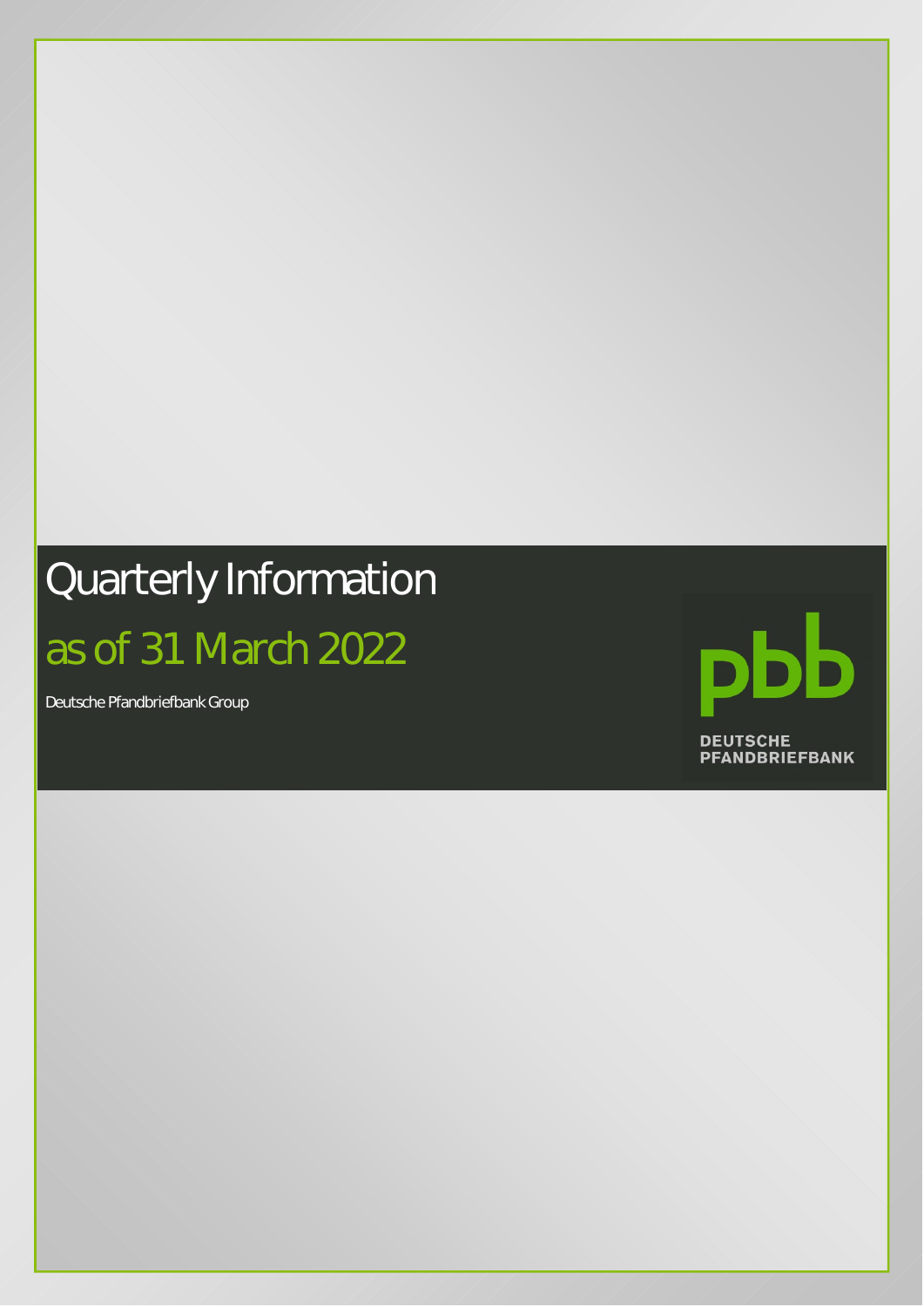# Quarterly Information

## as of 31 March 2022

Deutsche Pfandbriefbank Group

DEUTSCHE PFANDBRIEFBANK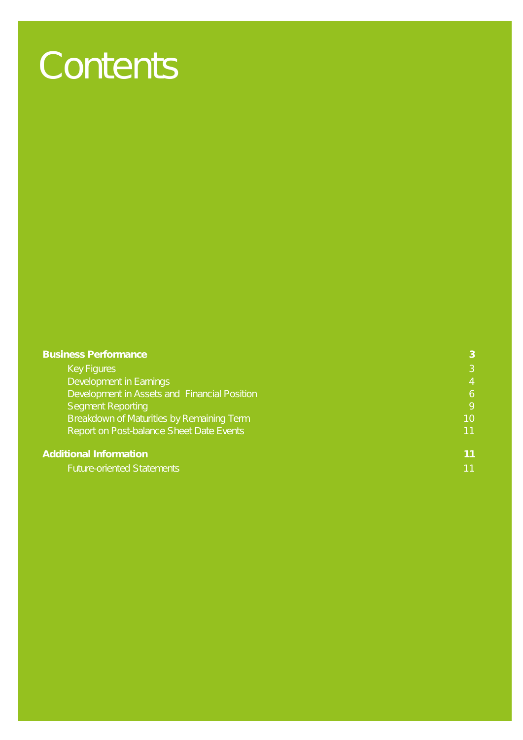# Contents

| | |
|---|---|
| **Business Performance** | **3** |
| Key Figures | 3 |
| Development in Earnings | 4 |
| Development in Assets and Financial Position | 6 |
| Segment Reporting | 9 |
| Breakdown of Maturities by Remaining Term | 10 |
| Report on Post-balance Sheet Date Events | 11 |
| **Additional Information** | **11** |
| Future-oriented Statements | 11 |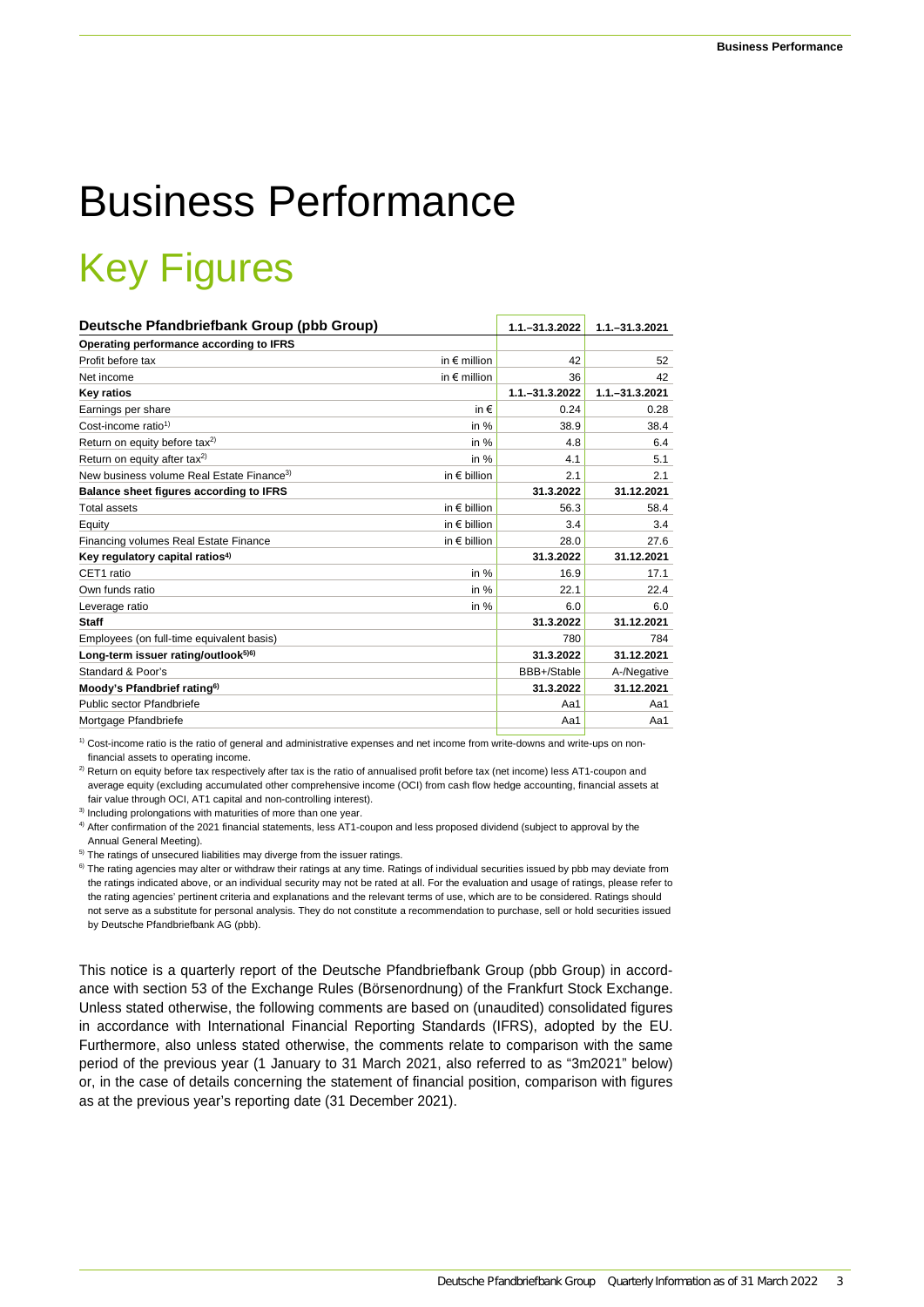# Business Performance

## Key Figures

| Deutsche Pfandbriefbank Group (pbb Group) | | 1.1.–31.3.2022 | 1.1.–31.3.2021 |
|---|---|---|---|
| **Operating performance according to IFRS** | | | |
| Profit before tax | in € million | 42 | 52 |
| Net income | in € million | 36 | 42 |
| **Key ratios** | | **1.1.–31.3.2022** | **1.1.–31.3.2021** |
| Earnings per share | in € | 0.24 | 0.28 |
| Cost-income ratio[1] | in % | 38.9 | 38.4 |
| Return on equity before tax[2] | in % | 4.8 | 6.4 |
| Return on equity after tax[2] | in % | 4.1 | 5.1 |
| New business volume Real Estate Finance[3] | in € billion | 2.1 | 2.1 |
| **Balance sheet figures according to IFRS** | | **31.3.2022** | **31.12.2021** |
| Total assets | in € billion | 56.3 | 58.4 |
| Equity | in € billion | 3.4 | 3.4 |
| Financing volumes Real Estate Finance | in € billion | 28.0 | 27.6 |
| **Key regulatory capital ratios[4]** | | **31.3.2022** | **31.12.2021** |
| CET1 ratio | in % | 16.9 | 17.1 |
| Own funds ratio | in % | 22.1 | 22.4 |
| Leverage ratio | in % | 6.0 | 6.0 |
| **Staff** | | **31.3.2022** | **31.12.2021** |
| Employees (on full-time equivalent basis) | | 780 | 784 |
| **Long-term issuer rating/outlook[5][6]** | | **31.3.2022** | **31.12.2021** |
| Standard & Poor's | | BBB+/Stable | A-/Negative |
| **Moody's Pfandbrief rating[6]** | | **31.3.2022** | **31.12.2021** |
| Public sector Pfandbriefe | | Aa1 | Aa1 |
| Mortgage Pfandbriefe | | Aa1 | Aa1 |

[1] Cost-income ratio is the ratio of general and administrative expenses and net income from write-downs and write-ups on non-financial assets to operating income.

[2] Return on equity before tax respectively after tax is the ratio of annualised profit before tax (net income) less AT1-coupon and average equity (excluding accumulated other comprehensive income (OCI) from cash flow hedge accounting, financial assets at fair value through OCI, AT1 capital and non-controlling interest).

[3] Including prolongations with maturities of more than one year.

[4] After confirmation of the 2021 financial statements, less AT1-coupon and less proposed dividend (subject to approval by the Annual General Meeting).

[5] The ratings of unsecured liabilities may diverge from the issuer ratings.

[6] The rating agencies may alter or withdraw their ratings at any time. Ratings of individual securities issued by pbb may deviate from the ratings indicated above, or an individual security may not be rated at all. For the evaluation and usage of ratings, please refer to the rating agencies' pertinent criteria and explanations and the relevant terms of use, which are to be considered. Ratings should not serve as a substitute for personal analysis. They do not constitute a recommendation to purchase, sell or hold securities issued by Deutsche Pfandbriefbank AG (pbb).

This notice is a quarterly report of the Deutsche Pfandbriefbank Group (pbb Group) in accordance with section 53 of the Exchange Rules (Börsenordnung) of the Frankfurt Stock Exchange. Unless stated otherwise, the following comments are based on (unaudited) consolidated figures in accordance with International Financial Reporting Standards (IFRS), adopted by the EU. Furthermore, also unless stated otherwise, the comments relate to comparison with the same period of the previous year (1 January to 31 March 2021, also referred to as "3m2021" below) or, in the case of details concerning the statement of financial position, comparison with figures as at the previous year's reporting date (31 December 2021).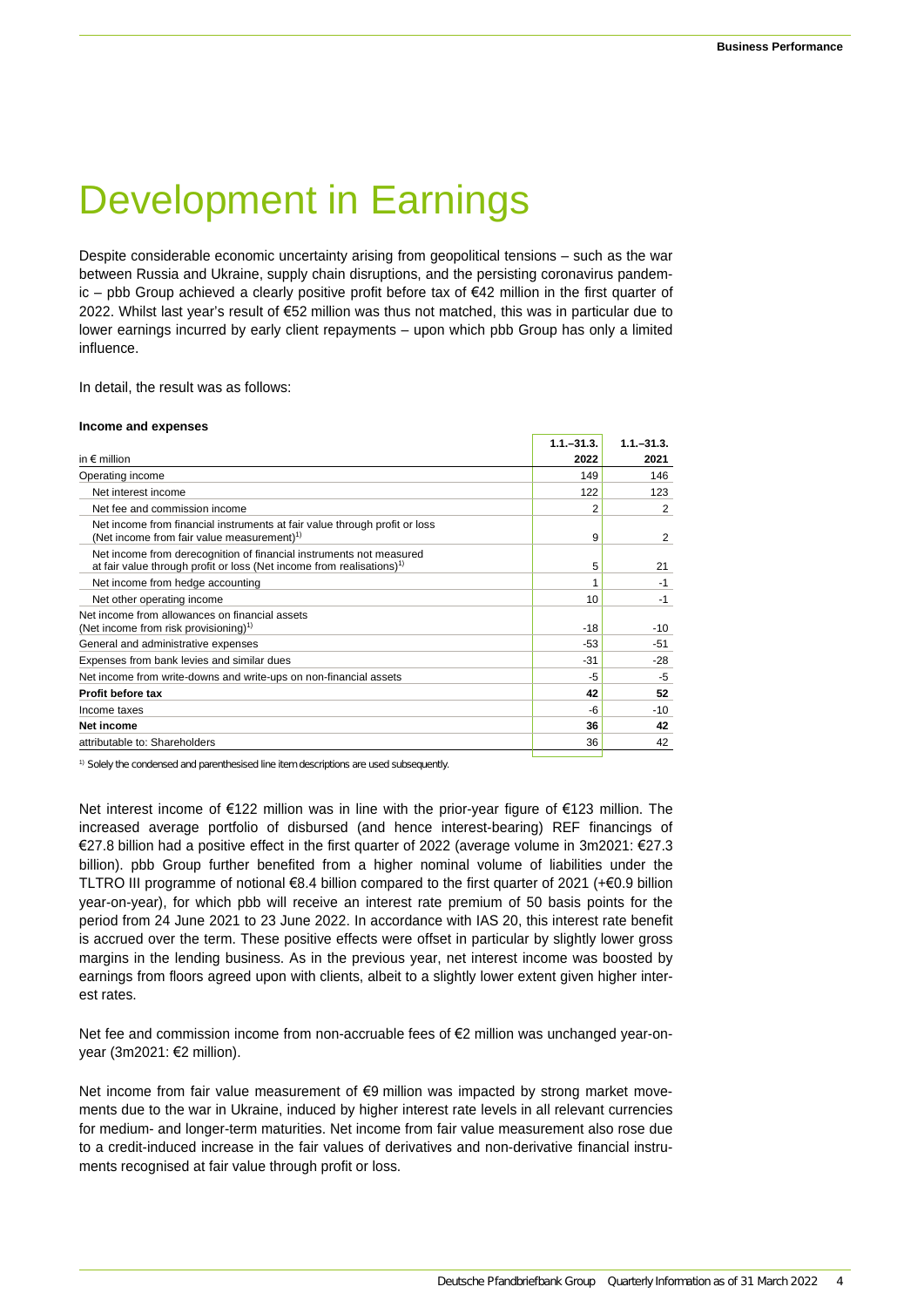# Development in Earnings

Despite considerable economic uncertainty arising from geopolitical tensions – such as the war between Russia and Ukraine, supply chain disruptions, and the persisting coronavirus pandemic – pbb Group achieved a clearly positive profit before tax of €42 million in the first quarter of 2022. Whilst last year's result of €52 million was thus not matched, this was in particular due to lower earnings incurred by early client repayments – upon which pbb Group has only a limited influence.

In detail, the result was as follows:

**Income and expenses**

| in € million | 1.1.–31.3. 2022 | 1.1.–31.3. 2021 |
|---|---|---|
| Operating income | 149 | 146 |
| Net interest income | 122 | 123 |
| Net fee and commission income | 2 | 2 |
| Net income from financial instruments at fair value through profit or loss (Net income from fair value measurement)[1] | 9 | 2 |
| Net income from derecognition of financial instruments not measured at fair value through profit or loss (Net income from realisations)[1] | 5 | 21 |
| Net income from hedge accounting | 1 | -1 |
| Net other operating income | 10 | -1 |
| Net income from allowances on financial assets (Net income from risk provisioning)[1] | -18 | -10 |
| General and administrative expenses | -53 | -51 |
| Expenses from bank levies and similar dues | -31 | -28 |
| Net income from write-downs and write-ups on non-financial assets | -5 | -5 |
| **Profit before tax** | **42** | **52** |
| Income taxes | -6 | -10 |
| **Net income** | **36** | **42** |
| attributable to: Shareholders | 36 | 42 |

[1] Solely the condensed and parenthesised line item descriptions are used subsequently.

Net interest income of €122 million was in line with the prior-year figure of €123 million. The increased average portfolio of disbursed (and hence interest-bearing) REF financings of €27.8 billion had a positive effect in the first quarter of 2022 (average volume in 3m2021: €27.3 billion). pbb Group further benefited from a higher nominal volume of liabilities under the TLTRO III programme of notional €8.4 billion compared to the first quarter of 2021 (+€0.9 billion year-on-year), for which pbb will receive an interest rate premium of 50 basis points for the period from 24 June 2021 to 23 June 2022. In accordance with IAS 20, this interest rate benefit is accrued over the term. These positive effects were offset in particular by slightly lower gross margins in the lending business. As in the previous year, net interest income was boosted by earnings from floors agreed upon with clients, albeit to a slightly lower extent given higher interest rates.

Net fee and commission income from non-accruable fees of €2 million was unchanged year-on-year (3m2021: €2 million).

Net income from fair value measurement of €9 million was impacted by strong market movements due to the war in Ukraine, induced by higher interest rate levels in all relevant currencies for medium- and longer-term maturities. Net income from fair value measurement also rose due to a credit-induced increase in the fair values of derivatives and non-derivative financial instruments recognised at fair value through profit or loss.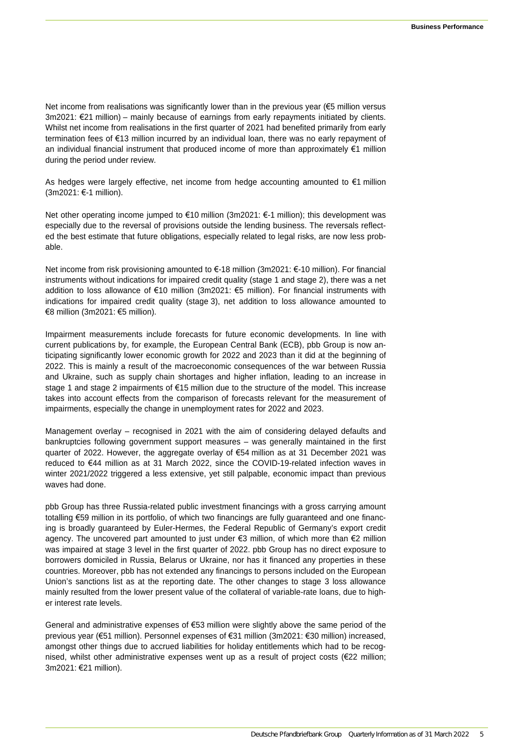Net income from realisations was significantly lower than in the previous year (€5 million versus 3m2021: €21 million) – mainly because of earnings from early repayments initiated by clients. Whilst net income from realisations in the first quarter of 2021 had benefited primarily from early termination fees of €13 million incurred by an individual loan, there was no early repayment of an individual financial instrument that produced income of more than approximately €1 million during the period under review.

As hedges were largely effective, net income from hedge accounting amounted to €1 million (3m2021: €-1 million).

Net other operating income jumped to €10 million (3m2021: €-1 million); this development was especially due to the reversal of provisions outside the lending business. The reversals reflected the best estimate that future obligations, especially related to legal risks, are now less probable.

Net income from risk provisioning amounted to €-18 million (3m2021: €-10 million). For financial instruments without indications for impaired credit quality (stage 1 and stage 2), there was a net addition to loss allowance of €10 million (3m2021: €5 million). For financial instruments with indications for impaired credit quality (stage 3), net addition to loss allowance amounted to €8 million (3m2021: €5 million).

Impairment measurements include forecasts for future economic developments. In line with current publications by, for example, the European Central Bank (ECB), pbb Group is now anticipating significantly lower economic growth for 2022 and 2023 than it did at the beginning of 2022. This is mainly a result of the macroeconomic consequences of the war between Russia and Ukraine, such as supply chain shortages and higher inflation, leading to an increase in stage 1 and stage 2 impairments of €15 million due to the structure of the model. This increase takes into account effects from the comparison of forecasts relevant for the measurement of impairments, especially the change in unemployment rates for 2022 and 2023.

Management overlay – recognised in 2021 with the aim of considering delayed defaults and bankruptcies following government support measures – was generally maintained in the first quarter of 2022. However, the aggregate overlay of €54 million as at 31 December 2021 was reduced to €44 million as at 31 March 2022, since the COVID-19-related infection waves in winter 2021/2022 triggered a less extensive, yet still palpable, economic impact than previous waves had done.

pbb Group has three Russia-related public investment financings with a gross carrying amount totalling €59 million in its portfolio, of which two financings are fully guaranteed and one financing is broadly guaranteed by Euler-Hermes, the Federal Republic of Germany's export credit agency. The uncovered part amounted to just under €3 million, of which more than €2 million was impaired at stage 3 level in the first quarter of 2022. pbb Group has no direct exposure to borrowers domiciled in Russia, Belarus or Ukraine, nor has it financed any properties in these countries. Moreover, pbb has not extended any financings to persons included on the European Union's sanctions list as at the reporting date. The other changes to stage 3 loss allowance mainly resulted from the lower present value of the collateral of variable-rate loans, due to higher interest rate levels.

General and administrative expenses of €53 million were slightly above the same period of the previous year (€51 million). Personnel expenses of €31 million (3m2021: €30 million) increased, amongst other things due to accrued liabilities for holiday entitlements which had to be recognised, whilst other administrative expenses went up as a result of project costs (€22 million; 3m2021: €21 million).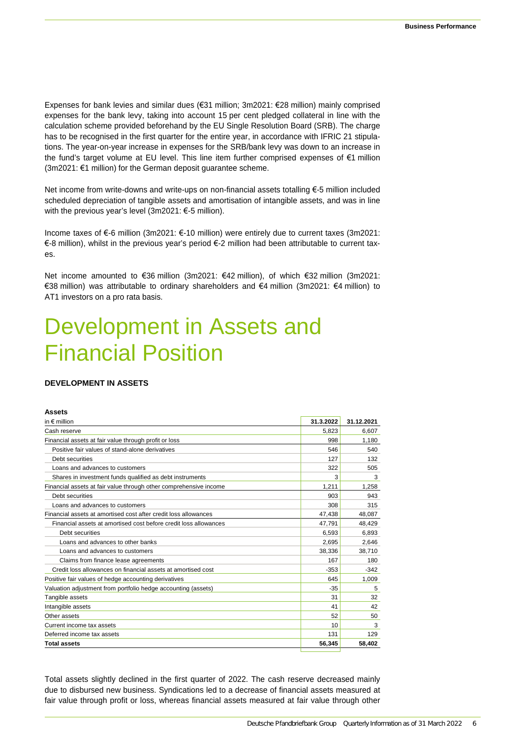Expenses for bank levies and similar dues (€31 million; 3m2021: €28 million) mainly comprised expenses for the bank levy, taking into account 15 per cent pledged collateral in line with the calculation scheme provided beforehand by the EU Single Resolution Board (SRB). The charge has to be recognised in the first quarter for the entire year, in accordance with IFRIC 21 stipulations. The year-on-year increase in expenses for the SRB/bank levy was down to an increase in the fund's target volume at EU level. This line item further comprised expenses of €1 million (3m2021: €1 million) for the German deposit guarantee scheme.

Net income from write-downs and write-ups on non-financial assets totalling €-5 million included scheduled depreciation of tangible assets and amortisation of intangible assets, and was in line with the previous year's level (3m2021: €-5 million).

Income taxes of €-6 million (3m2021: €-10 million) were entirely due to current taxes (3m2021: €-8 million), whilst in the previous year's period €-2 million had been attributable to current taxes.

Net income amounted to €36 million (3m2021: €42 million), of which €32 million (3m2021: €38 million) was attributable to ordinary shareholders and €4 million (3m2021: €4 million) to AT1 investors on a pro rata basis.

# Development in Assets and Financial Position

## DEVELOPMENT IN ASSETS

**Assets**

| in € million | 31.3.2022 | 31.12.2021 |
|---|---|---|
| Cash reserve | 5,823 | 6,607 |
| Financial assets at fair value through profit or loss | 998 | 1,180 |
| Positive fair values of stand-alone derivatives | 546 | 540 |
| Debt securities | 127 | 132 |
| Loans and advances to customers | 322 | 505 |
| Shares in investment funds qualified as debt instruments | 3 | 3 |
| Financial assets at fair value through other comprehensive income | 1,211 | 1,258 |
| Debt securities | 903 | 943 |
| Loans and advances to customers | 308 | 315 |
| Financial assets at amortised cost after credit loss allowances | 47,438 | 48,087 |
| Financial assets at amortised cost before credit loss allowances | 47,791 | 48,429 |
| Debt securities | 6,593 | 6,893 |
| Loans and advances to other banks | 2,695 | 2,646 |
| Loans and advances to customers | 38,336 | 38,710 |
| Claims from finance lease agreements | 167 | 180 |
| Credit loss allowances on financial assets at amortised cost | -353 | -342 |
| Positive fair values of hedge accounting derivatives | 645 | 1,009 |
| Valuation adjustment from portfolio hedge accounting (assets) | -35 | 5 |
| Tangible assets | 31 | 32 |
| Intangible assets | 41 | 42 |
| Other assets | 52 | 50 |
| Current income tax assets | 10 | 3 |
| Deferred income tax assets | 131 | 129 |
| **Total assets** | **56,345** | **58,402** |

Total assets slightly declined in the first quarter of 2022. The cash reserve decreased mainly due to disbursed new business. Syndications led to a decrease of financial assets measured at fair value through profit or loss, whereas financial assets measured at fair value through other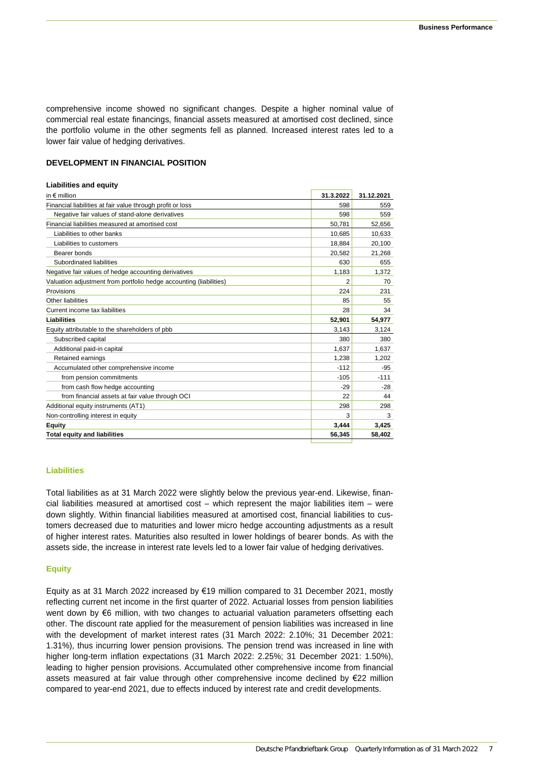comprehensive income showed no significant changes. Despite a higher nominal value of commercial real estate financings, financial assets measured at amortised cost declined, since the portfolio volume in the other segments fell as planned. Increased interest rates led to a lower fair value of hedging derivatives.

### DEVELOPMENT IN FINANCIAL POSITION

**Liabilities and equity**

| in € million | 31.3.2022 | 31.12.2021 |
|---|---|---|
| Financial liabilities at fair value through profit or loss | 598 | 559 |
| Negative fair values of stand-alone derivatives | 598 | 559 |
| Financial liabilities measured at amortised cost | 50,781 | 52,656 |
| Liabilities to other banks | 10,685 | 10,633 |
| Liabilities to customers | 18,884 | 20,100 |
| Bearer bonds | 20,582 | 21,268 |
| Subordinated liabilities | 630 | 655 |
| Negative fair values of hedge accounting derivatives | 1,183 | 1,372 |
| Valuation adjustment from portfolio hedge accounting (liabilities) | 2 | 70 |
| Provisions | 224 | 231 |
| Other liabilities | 85 | 55 |
| Current income tax liabilities | 28 | 34 |
| **Liabilities** | **52,901** | **54,977** |
| Equity attributable to the shareholders of pbb | 3,143 | 3,124 |
| Subscribed capital | 380 | 380 |
| Additional paid-in capital | 1,637 | 1,637 |
| Retained earnings | 1,238 | 1,202 |
| Accumulated other comprehensive income | -112 | -95 |
| from pension commitments | -105 | -111 |
| from cash flow hedge accounting | -29 | -28 |
| from financial assets at fair value through OCI | 22 | 44 |
| Additional equity instruments (AT1) | 298 | 298 |
| Non-controlling interest in equity | 3 | 3 |
| **Equity** | **3,444** | **3,425** |
| **Total equity and liabilities** | **56,345** | **58,402** |

#### Liabilities

Total liabilities as at 31 March 2022 were slightly below the previous year-end. Likewise, financial liabilities measured at amortised cost – which represent the major liabilities item – were down slightly. Within financial liabilities measured at amortised cost, financial liabilities to customers decreased due to maturities and lower micro hedge accounting adjustments as a result of higher interest rates. Maturities also resulted in lower holdings of bearer bonds. As with the assets side, the increase in interest rate levels led to a lower fair value of hedging derivatives.

#### Equity

Equity as at 31 March 2022 increased by €19 million compared to 31 December 2021, mostly reflecting current net income in the first quarter of 2022. Actuarial losses from pension liabilities went down by €6 million, with two changes to actuarial valuation parameters offsetting each other. The discount rate applied for the measurement of pension liabilities was increased in line with the development of market interest rates (31 March 2022: 2.10%; 31 December 2021: 1.31%), thus incurring lower pension provisions. The pension trend was increased in line with higher long-term inflation expectations (31 March 2022: 2.25%; 31 December 2021: 1.50%), leading to higher pension provisions. Accumulated other comprehensive income from financial assets measured at fair value through other comprehensive income declined by €22 million compared to year-end 2021, due to effects induced by interest rate and credit developments.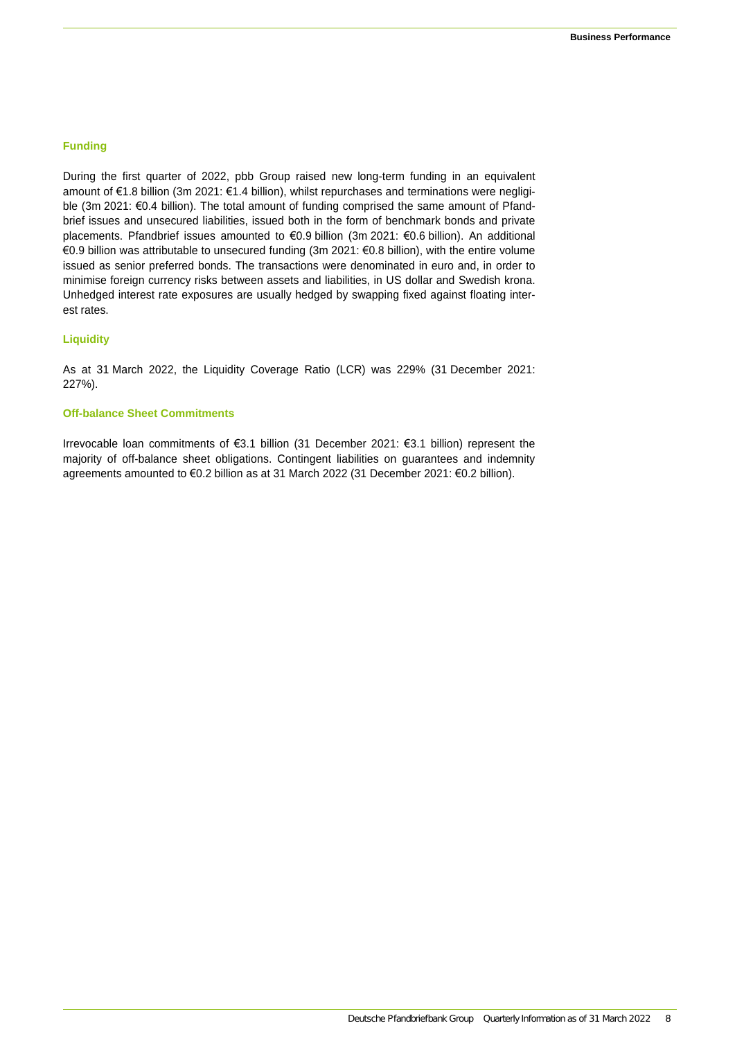### Funding

During the first quarter of 2022, pbb Group raised new long-term funding in an equivalent amount of €1.8 billion (3m 2021: €1.4 billion), whilst repurchases and terminations were negligible (3m 2021: €0.4 billion). The total amount of funding comprised the same amount of Pfandbrief issues and unsecured liabilities, issued both in the form of benchmark bonds and private placements. Pfandbrief issues amounted to €0.9 billion (3m 2021: €0.6 billion). An additional €0.9 billion was attributable to unsecured funding (3m 2021: €0.8 billion), with the entire volume issued as senior preferred bonds. The transactions were denominated in euro and, in order to minimise foreign currency risks between assets and liabilities, in US dollar and Swedish krona. Unhedged interest rate exposures are usually hedged by swapping fixed against floating interest rates.

### Liquidity

As at 31 March 2022, the Liquidity Coverage Ratio (LCR) was 229% (31 December 2021: 227%).

### Off-balance Sheet Commitments

Irrevocable loan commitments of €3.1 billion (31 December 2021: €3.1 billion) represent the majority of off-balance sheet obligations. Contingent liabilities on guarantees and indemnity agreements amounted to €0.2 billion as at 31 March 2022 (31 December 2021: €0.2 billion).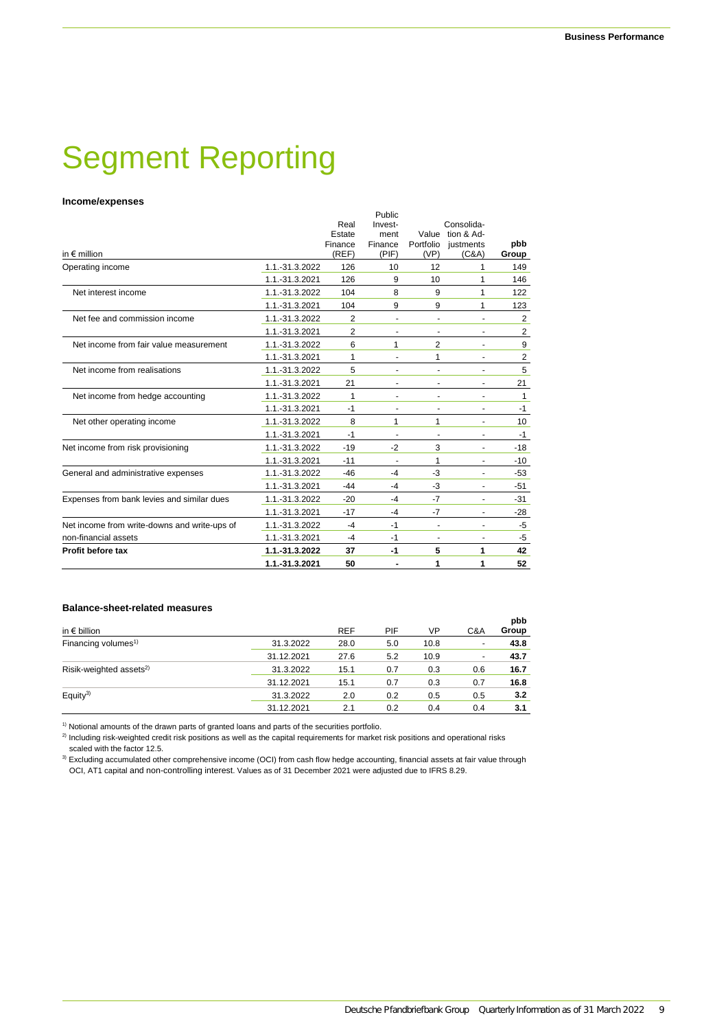# Segment Reporting

**Income/expenses**

| in € million | | Real Estate Finance (REF) | Public Investment Finance (PIF) | Value Portfolio (VP) | Consolidation & Adjustments (C&A) | pbb Group |
|---|---|---|---|---|---|---|
| Operating income | 1.1.-31.3.2022 | 126 | 10 | 12 | 1 | 149 |
| | 1.1.-31.3.2021 | 126 | 9 | 10 | 1 | 146 |
| Net interest income | 1.1.-31.3.2022 | 104 | 8 | 9 | 1 | 122 |
| | 1.1.-31.3.2021 | 104 | 9 | 9 | 1 | 123 |
| Net fee and commission income | 1.1.-31.3.2022 | 2 | - | - | - | 2 |
| | 1.1.-31.3.2021 | 2 | - | - | - | 2 |
| Net income from fair value measurement | 1.1.-31.3.2022 | 6 | 1 | 2 | - | 9 |
| | 1.1.-31.3.2021 | 1 | - | 1 | - | 2 |
| Net income from realisations | 1.1.-31.3.2022 | 5 | - | - | - | 5 |
| | 1.1.-31.3.2021 | 21 | - | - | - | 21 |
| Net income from hedge accounting | 1.1.-31.3.2022 | 1 | - | - | - | 1 |
| | 1.1.-31.3.2021 | -1 | - | - | - | -1 |
| Net other operating income | 1.1.-31.3.2022 | 8 | 1 | 1 | - | 10 |
| | 1.1.-31.3.2021 | -1 | - | - | - | -1 |
| Net income from risk provisioning | 1.1.-31.3.2022 | -19 | -2 | 3 | - | -18 |
| | 1.1.-31.3.2021 | -11 | - | 1 | - | -10 |
| General and administrative expenses | 1.1.-31.3.2022 | -46 | -4 | -3 | - | -53 |
| | 1.1.-31.3.2021 | -44 | -4 | -3 | - | -51 |
| Expenses from bank levies and similar dues | 1.1.-31.3.2022 | -20 | -4 | -7 | - | -31 |
| | 1.1.-31.3.2021 | -17 | -4 | -7 | - | -28 |
| Net income from write-downs and write-ups of non-financial assets | 1.1.-31.3.2022 | -4 | -1 | - | - | -5 |
| | 1.1.-31.3.2021 | -4 | -1 | - | - | -5 |
| **Profit before tax** | **1.1.-31.3.2022** | **37** | **-1** | **5** | **1** | **42** |
| | **1.1.-31.3.2021** | **50** | **-** | **1** | **1** | **52** |

**Balance-sheet-related measures**

| in € billion | | REF | PIF | VP | C&A | pbb Group |
|---|---|---|---|---|---|---|
| Financing volumes[1] | 31.3.2022 | 28.0 | 5.0 | 10.8 | - | **43.8** |
| | 31.12.2021 | 27.6 | 5.2 | 10.9 | - | **43.7** |
| Risik-weighted assets[2] | 31.3.2022 | 15.1 | 0.7 | 0.3 | 0.6 | **16.7** |
| | 31.12.2021 | 15.1 | 0.7 | 0.3 | 0.7 | **16.8** |
| Equity[3] | 31.3.2022 | 2.0 | 0.2 | 0.5 | 0.5 | **3.2** |
| | 31.12.2021 | 2.1 | 0.2 | 0.4 | 0.4 | **3.1** |

[1] Notional amounts of the drawn parts of granted loans and parts of the securities portfolio.

[2] Including risk-weighted credit risk positions as well as the capital requirements for market risk positions and operational risks scaled with the factor 12.5.

[3] Excluding accumulated other comprehensive income (OCI) from cash flow hedge accounting, financial assets at fair value through OCI, AT1 capital and non-controlling interest. Values as of 31 December 2021 were adjusted due to IFRS 8.29.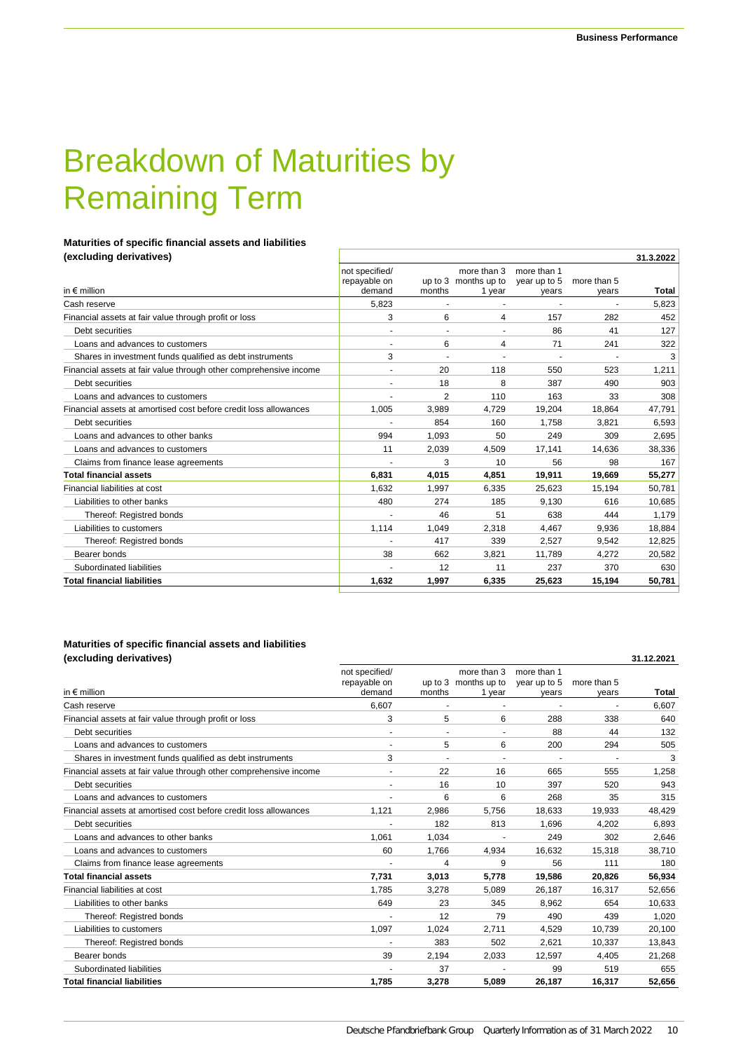# Breakdown of Maturities by Remaining Term

**Maturities of specific financial assets and liabilities (excluding derivatives)**

| in € million | not specified/ repayable on demand | up to 3 months | more than 3 months up to 1 year | more than 1 year up to 5 years | more than 5 years | Total |
|---|---|---|---|---|---|---|
| | | | | | | **31.3.2022** |
| Cash reserve | 5,823 | - | - | - | - | 5,823 |
| Financial assets at fair value through profit or loss | 3 | 6 | 4 | 157 | 282 | 452 |
| Debt securities | - | - | - | 86 | 41 | 127 |
| Loans and advances to customers | - | 6 | 4 | 71 | 241 | 322 |
| Shares in investment funds qualified as debt instruments | 3 | - | - | - | - | 3 |
| Financial assets at fair value through other comprehensive income | - | 20 | 118 | 550 | 523 | 1,211 |
| Debt securities | - | 18 | 8 | 387 | 490 | 903 |
| Loans and advances to customers | - | 2 | 110 | 163 | 33 | 308 |
| Financial assets at amortised cost before credit loss allowances | 1,005 | 3,989 | 4,729 | 19,204 | 18,864 | 47,791 |
| Debt securities | - | 854 | 160 | 1,758 | 3,821 | 6,593 |
| Loans and advances to other banks | 994 | 1,093 | 50 | 249 | 309 | 2,695 |
| Loans and advances to customers | 11 | 2,039 | 4,509 | 17,141 | 14,636 | 38,336 |
| Claims from finance lease agreements | - | 3 | 10 | 56 | 98 | 167 |
| **Total financial assets** | **6,831** | **4,015** | **4,851** | **19,911** | **19,669** | **55,277** |
| Financial liabilities at cost | 1,632 | 1,997 | 6,335 | 25,623 | 15,194 | 50,781 |
| Liabilities to other banks | 480 | 274 | 185 | 9,130 | 616 | 10,685 |
| Thereof: Registred bonds | - | 46 | 51 | 638 | 444 | 1,179 |
| Liabilities to customers | 1,114 | 1,049 | 2,318 | 4,467 | 9,936 | 18,884 |
| Thereof: Registred bonds | - | 417 | 339 | 2,527 | 9,542 | 12,825 |
| Bearer bonds | 38 | 662 | 3,821 | 11,789 | 4,272 | 20,582 |
| Subordinated liabilities | - | 12 | 11 | 237 | 370 | 630 |
| **Total financial liabilities** | **1,632** | **1,997** | **6,335** | **25,623** | **15,194** | **50,781** |

**Maturities of specific financial assets and liabilities (excluding derivatives)**

| in € million | not specified/ repayable on demand | up to 3 months | more than 3 months up to 1 year | more than 1 year up to 5 years | more than 5 years | Total |
|---|---|---|---|---|---|---|
| | | | | | | **31.12.2021** |
| Cash reserve | 6,607 | - | - | - | - | 6,607 |
| Financial assets at fair value through profit or loss | 3 | 5 | 6 | 288 | 338 | 640 |
| Debt securities | - | - | - | 88 | 44 | 132 |
| Loans and advances to customers | - | 5 | 6 | 200 | 294 | 505 |
| Shares in investment funds qualified as debt instruments | 3 | - | - | - | - | 3 |
| Financial assets at fair value through other comprehensive income | - | 22 | 16 | 665 | 555 | 1,258 |
| Debt securities | - | 16 | 10 | 397 | 520 | 943 |
| Loans and advances to customers | - | 6 | 6 | 268 | 35 | 315 |
| Financial assets at amortised cost before credit loss allowances | 1,121 | 2,986 | 5,756 | 18,633 | 19,933 | 48,429 |
| Debt securities | - | 182 | 813 | 1,696 | 4,202 | 6,893 |
| Loans and advances to other banks | 1,061 | 1,034 | - | 249 | 302 | 2,646 |
| Loans and advances to customers | 60 | 1,766 | 4,934 | 16,632 | 15,318 | 38,710 |
| Claims from finance lease agreements | - | 4 | 9 | 56 | 111 | 180 |
| **Total financial assets** | **7,731** | **3,013** | **5,778** | **19,586** | **20,826** | **56,934** |
| Financial liabilities at cost | 1,785 | 3,278 | 5,089 | 26,187 | 16,317 | 52,656 |
| Liabilities to other banks | 649 | 23 | 345 | 8,962 | 654 | 10,633 |
| Thereof: Registred bonds | - | 12 | 79 | 490 | 439 | 1,020 |
| Liabilities to customers | 1,097 | 1,024 | 2,711 | 4,529 | 10,739 | 20,100 |
| Thereof: Registred bonds | - | 383 | 502 | 2,621 | 10,337 | 13,843 |
| Bearer bonds | 39 | 2,194 | 2,033 | 12,597 | 4,405 | 21,268 |
| Subordinated liabilities | - | 37 | - | 99 | 519 | 655 |
| **Total financial liabilities** | **1,785** | **3,278** | **5,089** | **26,187** | **16,317** | **52,656** |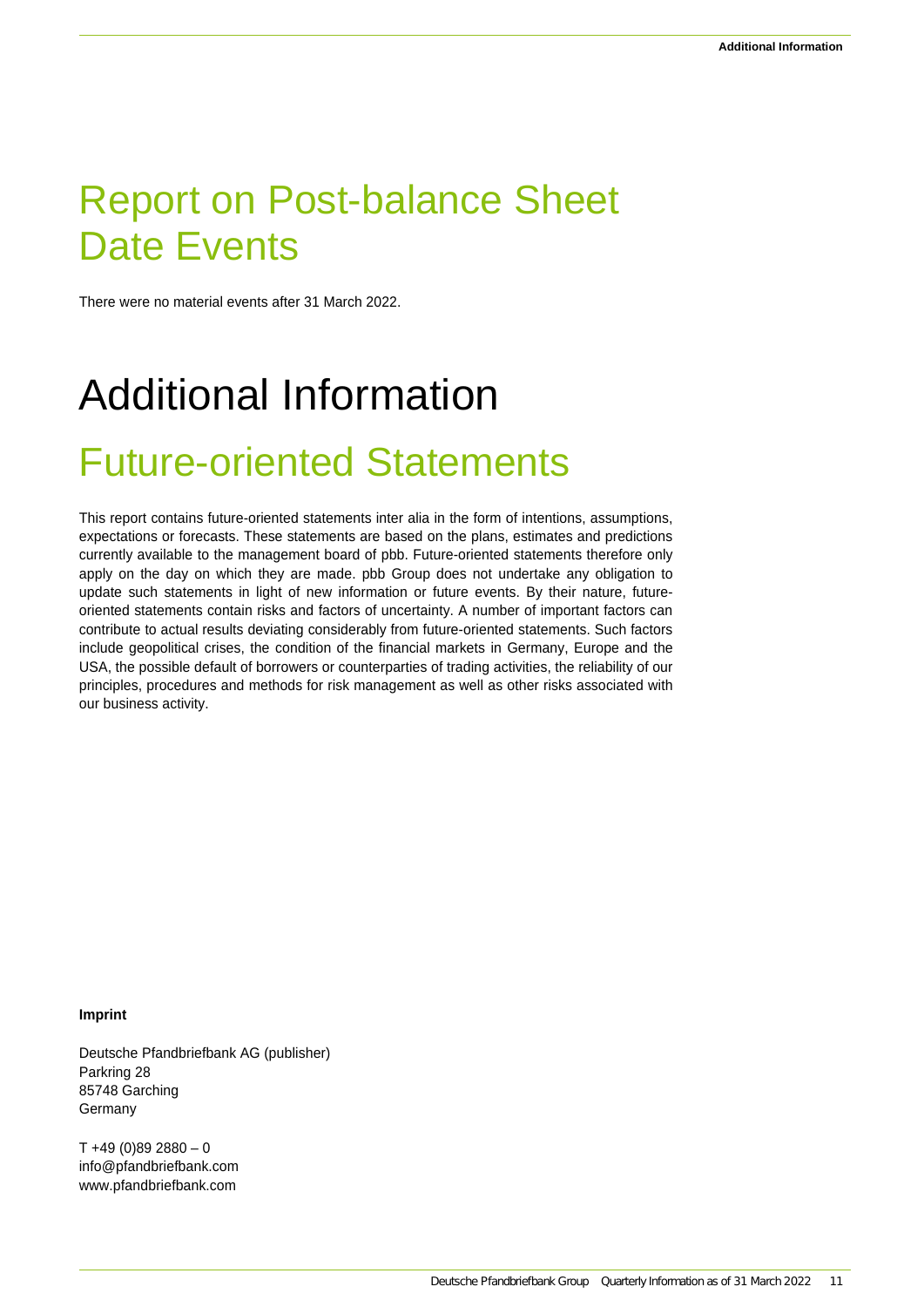# Report on Post-balance Sheet Date Events

There were no material events after 31 March 2022.

# Additional Information

## Future-oriented Statements

This report contains future-oriented statements inter alia in the form of intentions, assumptions, expectations or forecasts. These statements are based on the plans, estimates and predictions currently available to the management board of pbb. Future-oriented statements therefore only apply on the day on which they are made. pbb Group does not undertake any obligation to update such statements in light of new information or future events. By their nature, future-oriented statements contain risks and factors of uncertainty. A number of important factors can contribute to actual results deviating considerably from future-oriented statements. Such factors include geopolitical crises, the condition of the financial markets in Germany, Europe and the USA, the possible default of borrowers or counterparties of trading activities, the reliability of our principles, procedures and methods for risk management as well as other risks associated with our business activity.

**Imprint**

Deutsche Pfandbriefbank AG (publisher)
Parkring 28
85748 Garching
Germany

T +49 (0)89 2880 – 0
info@pfandbriefbank.com
www.pfandbriefbank.com